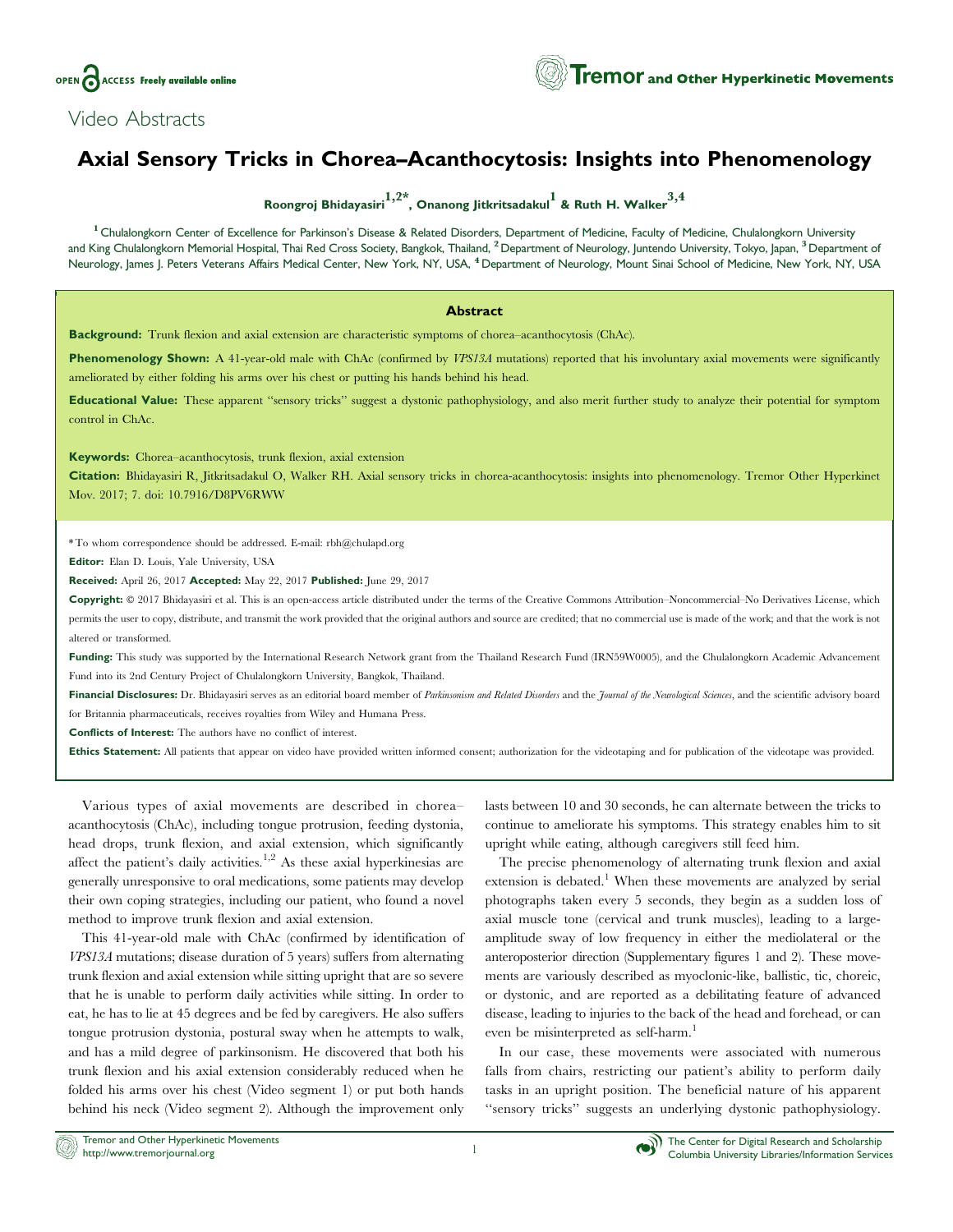Video Abstracts

# Axial Sensory Tricks in Chorea–Acanthocytosis: Insights into Phenomenology

**Roongroj Bhidayasiri[1,2*], Onanong Jitkritsadakul[1] & Ruth H. Walker[3,4]**

[1] Chulalongkorn Center of Excellence for Parkinson's Disease & Related Disorders, Department of Medicine, Faculty of Medicine, Chulalongkorn University and King Chulalongkorn Memorial Hospital, Thai Red Cross Society, Bangkok, Thailand, [2] Department of Neurology, Juntendo University, Tokyo, Japan, [3] Department of Neurology, James J. Peters Veterans Affairs Medical Center, New York, NY, USA, [4] Department of Neurology, Mount Sinai School of Medicine, New York, NY, USA

## Abstract

**Background:** Trunk flexion and axial extension are characteristic symptoms of chorea–acanthocytosis (ChAc).

**Phenomenology Shown:** A 41-year-old male with ChAc (confirmed by *VPS13A* mutations) reported that his involuntary axial movements were significantly ameliorated by either folding his arms over his chest or putting his hands behind his head.

**Educational Value:** These apparent ''sensory tricks'' suggest a dystonic pathophysiology, and also merit further study to analyze their potential for symptom control in ChAc.

**Keywords:** Chorea–acanthocytosis, trunk flexion, axial extension

**Citation:** Bhidayasiri R, Jitkritsadakul O, Walker RH. Axial sensory tricks in chorea-acanthocytosis: insights into phenomenology. Tremor Other Hyperkinet Mov. 2017; 7. doi: 10.7916/D8PV6RWW

\* To whom correspondence should be addressed. E-mail: rbh@chulapd.org

**Editor:** Elan D. Louis, Yale University, USA

**Received:** April 26, 2017 **Accepted:** May 22, 2017 **Published:** June 29, 2017

**Copyright:** © 2017 Bhidayasiri et al. This is an open-access article distributed under the terms of the Creative Commons Attribution–Noncommercial–No Derivatives License, which permits the user to copy, distribute, and transmit the work provided that the original authors and source are credited; that no commercial use is made of the work; and that the work is not altered or transformed.

**Funding:** This study was supported by the International Research Network grant from the Thailand Research Fund (IRN59W0005), and the Chulalongkorn Academic Advancement Fund into its 2nd Century Project of Chulalongkorn University, Bangkok, Thailand.

**Financial Disclosures:** Dr. Bhidayasiri serves as an editorial board member of *Parkinsonism and Related Disorders* and the *Journal of the Neurological Sciences*, and the scientific advisory board for Britannia pharmaceuticals, receives royalties from Wiley and Humana Press.

**Conflicts of Interest:** The authors have no conflict of interest.

**Ethics Statement:** All patients that appear on video have provided written informed consent; authorization for the videotaping and for publication of the videotape was provided.

Various types of axial movements are described in chorea–acanthocytosis (ChAc), including tongue protrusion, feeding dystonia, head drops, trunk flexion, and axial extension, which significantly affect the patient's daily activities.[1,2] As these axial hyperkinesias are generally unresponsive to oral medications, some patients may develop their own coping strategies, including our patient, who found a novel method to improve trunk flexion and axial extension.

This 41-year-old male with ChAc (confirmed by identification of *VPS13A* mutations; disease duration of 5 years) suffers from alternating trunk flexion and axial extension while sitting upright that are so severe that he is unable to perform daily activities while sitting. In order to eat, he has to lie at 45 degrees and be fed by caregivers. He also suffers tongue protrusion dystonia, postural sway when he attempts to walk, and has a mild degree of parkinsonism. He discovered that both his trunk flexion and his axial extension considerably reduced when he folded his arms over his chest (Video segment 1) or put both hands behind his neck (Video segment 2). Although the improvement only lasts between 10 and 30 seconds, he can alternate between the tricks to continue to ameliorate his symptoms. This strategy enables him to sit upright while eating, although caregivers still feed him.

The precise phenomenology of alternating trunk flexion and axial extension is debated.[1] When these movements are analyzed by serial photographs taken every 5 seconds, they begin as a sudden loss of axial muscle tone (cervical and trunk muscles), leading to a large-amplitude sway of low frequency in either the mediolateral or the anteroposterior direction (Supplementary figures 1 and 2). These movements are variously described as myoclonic-like, ballistic, tic, choreic, or dystonic, and are reported as a debilitating feature of advanced disease, leading to injuries to the back of the head and forehead, or can even be misinterpreted as self-harm.[1]

In our case, these movements were associated with numerous falls from chairs, restricting our patient's ability to perform daily tasks in an upright position. The beneficial nature of his apparent ''sensory tricks'' suggests an underlying dystonic pathophysiology.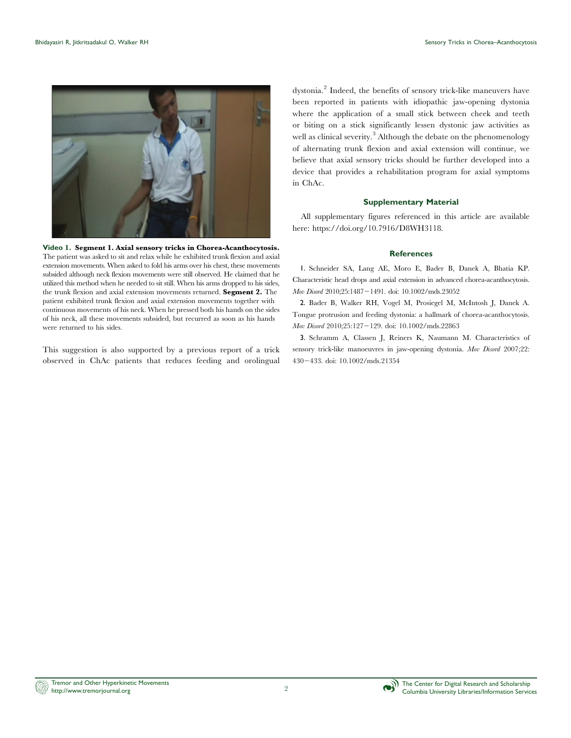**Video 1. Segment 1. Axial sensory tricks in Chorea-Acanthocytosis.** The patient was asked to sit and relax while he exhibited trunk flexion and axial extension movements. When asked to fold his arms over his chest, these movements subsided although neck flexion movements were still observed. He claimed that he utilized this method when he needed to sit still. When his arms dropped to his sides, the trunk flexion and axial extension movements returned. **Segment 2.** The patient exhibited trunk flexion and axial extension movements together with continuous movements of his neck. When he pressed both his hands on the sides of his neck, all these movements subsided, but recurred as soon as his hands were returned to his sides.

This suggestion is also supported by a previous report of a trick observed in ChAc patients that reduces feeding and orolingual dystonia.[2] Indeed, the benefits of sensory trick-like maneuvers have been reported in patients with idiopathic jaw-opening dystonia where the application of a small stick between cheek and teeth or biting on a stick significantly lessen dystonic jaw activities as well as clinical severity.[3] Although the debate on the phenomenology of alternating trunk flexion and axial extension will continue, we believe that axial sensory tricks should be further developed into a device that provides a rehabilitation program for axial symptoms in ChAc.

## Supplementary Material

All supplementary figures referenced in this article are available here: https://doi.org/10.7916/D8WH3118.

## References

1. Schneider SA, Lang AE, Moro E, Bader B, Danek A, Bhatia KP. Characteristic head drops and axial extension in advanced chorea-acanthocytosis. *Mov Disord* 2010;25:1487–1491. doi: 10.1002/mds.23052

2. Bader B, Walker RH, Vogel M, Prosiegel M, McIntosh J, Danek A. Tongue protrusion and feeding dystonia: a hallmark of chorea-acanthocytosis. *Mov Disord* 2010;25:127–129. doi: 10.1002/mds.22863

3. Schramm A, Classen J, Reiners K, Naumann M. Characteristics of sensory trick-like manoeuvres in jaw-opening dystonia. *Mov Disord* 2007;22: 430–433. doi: 10.1002/mds.21354